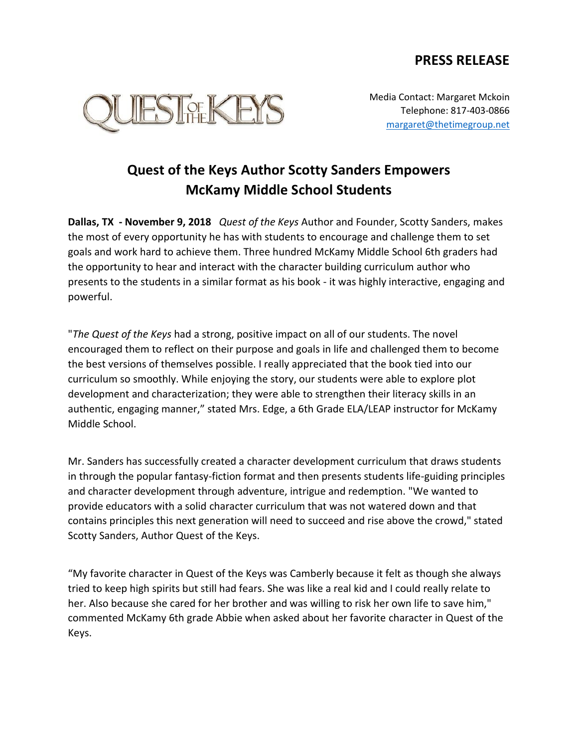**PRESS RELEASE**

QUEST OF THE KEYS

Media Contact: Margaret Mckoin
Telephone: 817-403-0866
margaret@thetimegroup.net

# Quest of the Keys Author Scotty Sanders Empowers McKamy Middle School Students

**Dallas, TX - November 9, 2018** *Quest of the Keys* Author and Founder, Scotty Sanders, makes the most of every opportunity he has with students to encourage and challenge them to set goals and work hard to achieve them. Three hundred McKamy Middle School 6th graders had the opportunity to hear and interact with the character building curriculum author who presents to the students in a similar format as his book - it was highly interactive, engaging and powerful.

"*The Quest of the Keys* had a strong, positive impact on all of our students. The novel encouraged them to reflect on their purpose and goals in life and challenged them to become the best versions of themselves possible. I really appreciated that the book tied into our curriculum so smoothly. While enjoying the story, our students were able to explore plot development and characterization; they were able to strengthen their literacy skills in an authentic, engaging manner," stated Mrs. Edge, a 6th Grade ELA/LEAP instructor for McKamy Middle School.

Mr. Sanders has successfully created a character development curriculum that draws students in through the popular fantasy-fiction format and then presents students life-guiding principles and character development through adventure, intrigue and redemption. "We wanted to provide educators with a solid character curriculum that was not watered down and that contains principles this next generation will need to succeed and rise above the crowd," stated Scotty Sanders, Author Quest of the Keys.

"My favorite character in Quest of the Keys was Camberly because it felt as though she always tried to keep high spirits but still had fears. She was like a real kid and I could really relate to her. Also because she cared for her brother and was willing to risk her own life to save him," commented McKamy 6th grade Abbie when asked about her favorite character in Quest of the Keys.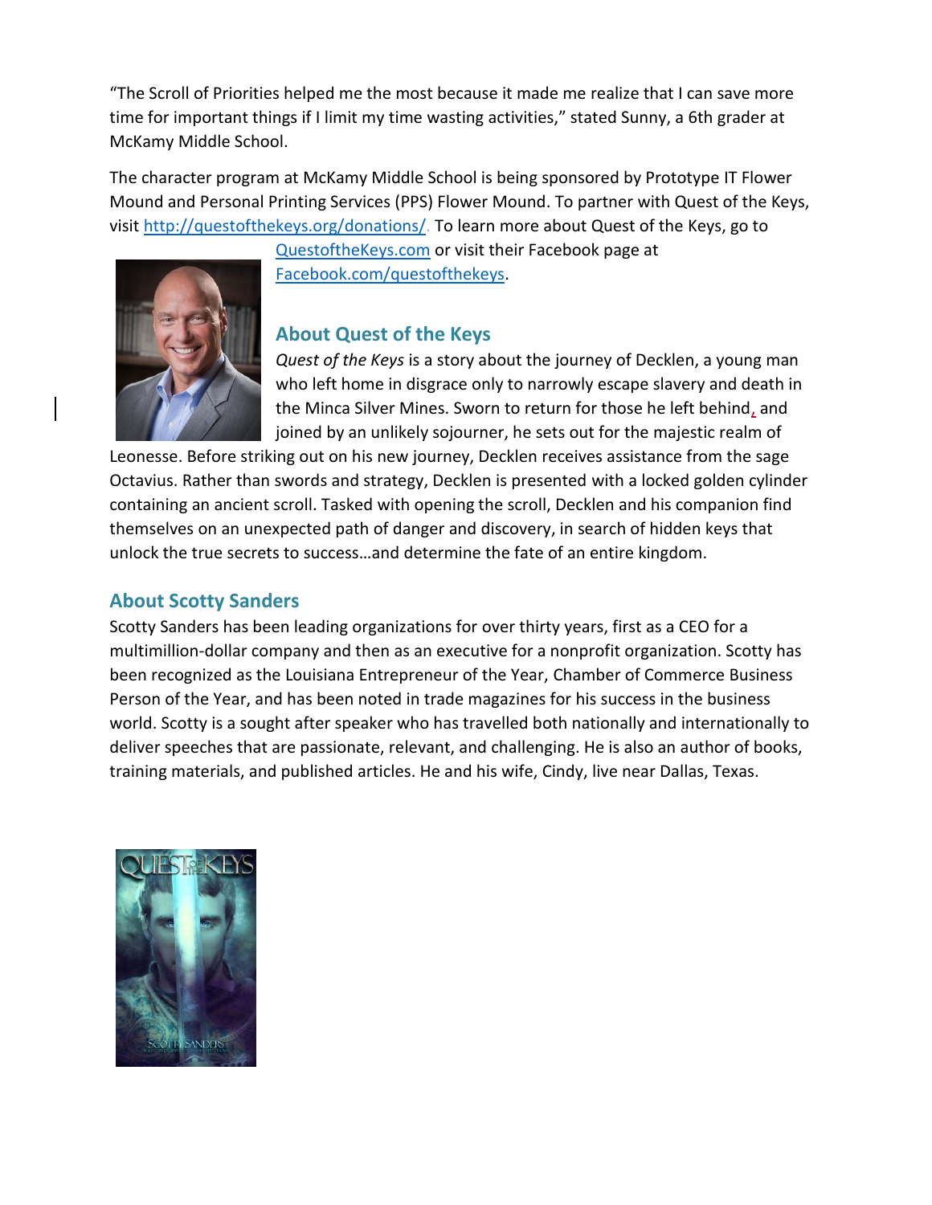"The Scroll of Priorities helped me the most because it made me realize that I can save more time for important things if I limit my time wasting activities," stated Sunny, a 6th grader at McKamy Middle School.

The character program at McKamy Middle School is being sponsored by Prototype IT Flower Mound and Personal Printing Services (PPS) Flower Mound. To partner with Quest of the Keys, visit http://questofthekeys.org/donations/. To learn more about Quest of the Keys, go to QuestoftheKeys.com or visit their Facebook page at Facebook.com/questofthekeys.

## About Quest of the Keys

*Quest of the Keys* is a story about the journey of Decklen, a young man who left home in disgrace only to narrowly escape slavery and death in the Minca Silver Mines. Sworn to return for those he left behind, and joined by an unlikely sojourner, he sets out for the majestic realm of Leonesse. Before striking out on his new journey, Decklen receives assistance from the sage Octavius. Rather than swords and strategy, Decklen is presented with a locked golden cylinder containing an ancient scroll. Tasked with opening the scroll, Decklen and his companion find themselves on an unexpected path of danger and discovery, in search of hidden keys that unlock the true secrets to success…and determine the fate of an entire kingdom.

## About Scotty Sanders

Scotty Sanders has been leading organizations for over thirty years, first as a CEO for a multimillion-dollar company and then as an executive for a nonprofit organization. Scotty has been recognized as the Louisiana Entrepreneur of the Year, Chamber of Commerce Business Person of the Year, and has been noted in trade magazines for his success in the business world. Scotty is a sought after speaker who has travelled both nationally and internationally to deliver speeches that are passionate, relevant, and challenging. He is also an author of books, training materials, and published articles. He and his wife, Cindy, live near Dallas, Texas.